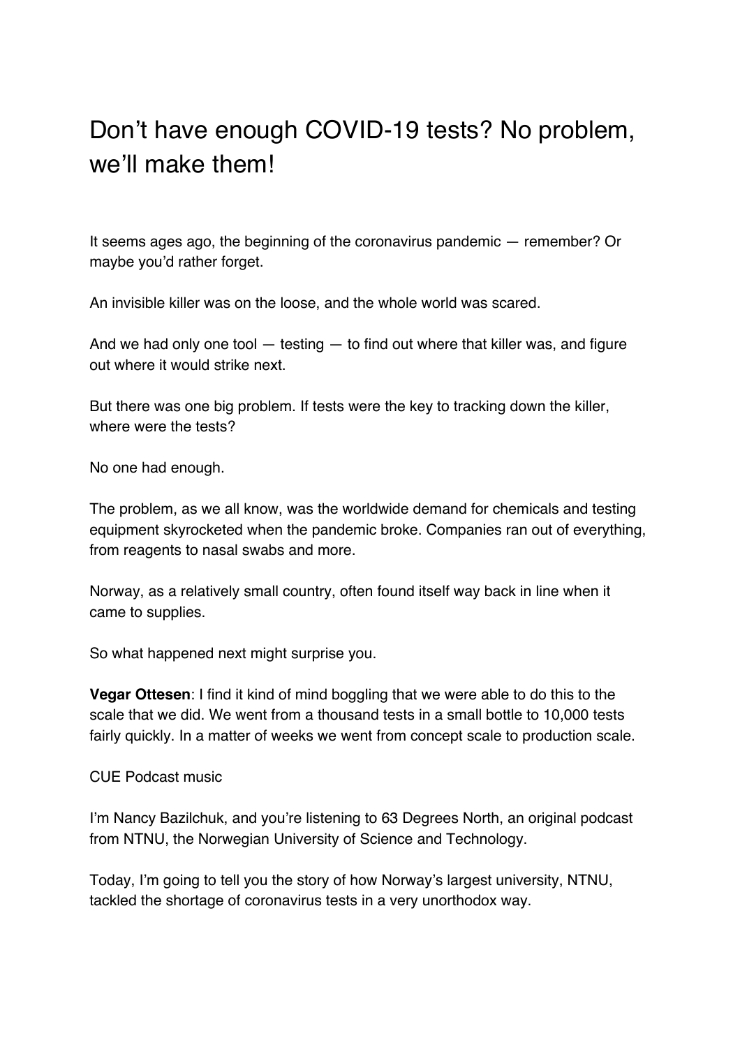# Don't have enough COVID-19 tests? No problem, we'll make them!

It seems ages ago, the beginning of the coronavirus pandemic — remember? Or maybe you'd rather forget.

An invisible killer was on the loose, and the whole world was scared.

And we had only one tool — testing — to find out where that killer was, and figure out where it would strike next.

But there was one big problem. If tests were the key to tracking down the killer, where were the tests?

No one had enough.

The problem, as we all know, was the worldwide demand for chemicals and testing equipment skyrocketed when the pandemic broke. Companies ran out of everything, from reagents to nasal swabs and more.

Norway, as a relatively small country, often found itself way back in line when it came to supplies.

So what happened next might surprise you.

**Vegar Ottesen**: I find it kind of mind boggling that we were able to do this to the scale that we did. We went from a thousand tests in a small bottle to 10,000 tests fairly quickly. In a matter of weeks we went from concept scale to production scale.

CUE Podcast music

I'm Nancy Bazilchuk, and you're listening to 63 Degrees North, an original podcast from NTNU, the Norwegian University of Science and Technology.

Today, I'm going to tell you the story of how Norway's largest university, NTNU, tackled the shortage of coronavirus tests in a very unorthodox way.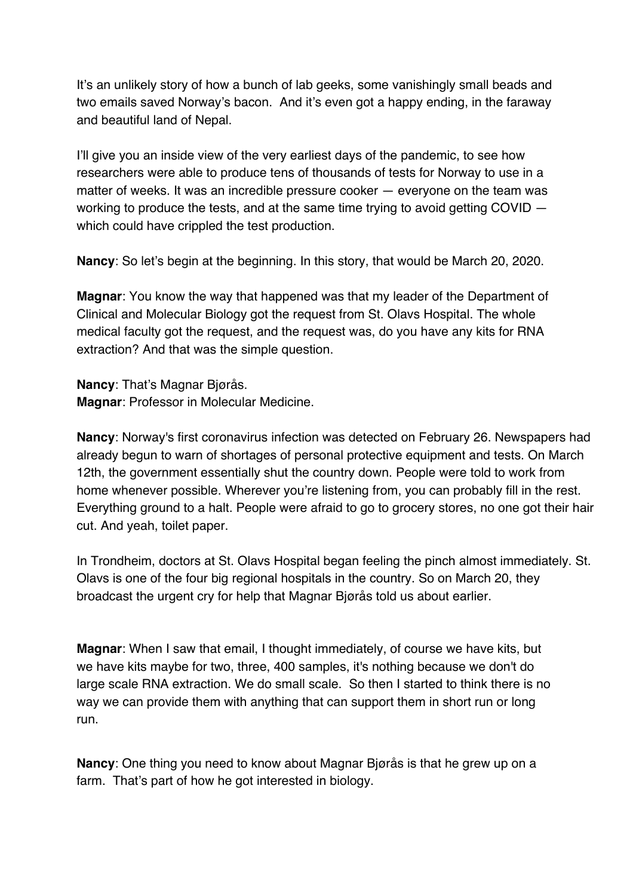It's an unlikely story of how a bunch of lab geeks, some vanishingly small beads and two emails saved Norway's bacon.  And it's even got a happy ending, in the faraway and beautiful land of Nepal.

I'll give you an inside view of the very earliest days of the pandemic, to see how researchers were able to produce tens of thousands of tests for Norway to use in a matter of weeks. It was an incredible pressure cooker — everyone on the team was working to produce the tests, and at the same time trying to avoid getting COVID — which could have crippled the test production.

**Nancy**: So let's begin at the beginning. In this story, that would be March 20, 2020.

**Magnar**: You know the way that happened was that my leader of the Department of Clinical and Molecular Biology got the request from St. Olavs Hospital. The whole medical faculty got the request, and the request was, do you have any kits for RNA extraction? And that was the simple question.

**Nancy**: That's Magnar Bjørås.
**Magnar**: Professor in Molecular Medicine.

**Nancy**: Norway's first coronavirus infection was detected on February 26. Newspapers had already begun to warn of shortages of personal protective equipment and tests. On March 12th, the government essentially shut the country down. People were told to work from home whenever possible. Wherever you're listening from, you can probably fill in the rest. Everything ground to a halt. People were afraid to go to grocery stores, no one got their hair cut. And yeah, toilet paper.

In Trondheim, doctors at St. Olavs Hospital began feeling the pinch almost immediately. St. Olavs is one of the four big regional hospitals in the country. So on March 20, they broadcast the urgent cry for help that Magnar Bjørås told us about earlier.

**Magnar**: When I saw that email, I thought immediately, of course we have kits, but we have kits maybe for two, three, 400 samples, it's nothing because we don't do large scale RNA extraction. We do small scale.  So then I started to think there is no way we can provide them with anything that can support them in short run or long run.

**Nancy**: One thing you need to know about Magnar Bjørås is that he grew up on a farm.  That's part of how he got interested in biology.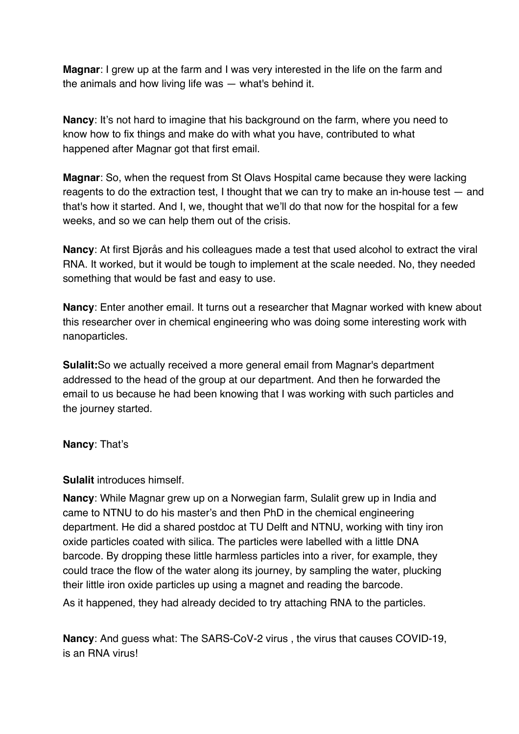**Magnar**: I grew up at the farm and I was very interested in the life on the farm and the animals and how living life was — what's behind it.

**Nancy**: It's not hard to imagine that his background on the farm, where you need to know how to fix things and make do with what you have, contributed to what happened after Magnar got that first email.

**Magnar**: So, when the request from St Olavs Hospital came because they were lacking reagents to do the extraction test, I thought that we can try to make an in-house test — and that's how it started. And I, we, thought that we'll do that now for the hospital for a few weeks, and so we can help them out of the crisis.

**Nancy**: At first Bjørås and his colleagues made a test that used alcohol to extract the viral RNA. It worked, but it would be tough to implement at the scale needed. No, they needed something that would be fast and easy to use.

**Nancy**: Enter another email. It turns out a researcher that Magnar worked with knew about this researcher over in chemical engineering who was doing some interesting work with nanoparticles.

**Sulalit:**So we actually received a more general email from Magnar's department addressed to the head of the group at our department. And then he forwarded the email to us because he had been knowing that I was working with such particles and the journey started.

**Nancy**: That's

**Sulalit** introduces himself.

**Nancy**: While Magnar grew up on a Norwegian farm, Sulalit grew up in India and came to NTNU to do his master's and then PhD in the chemical engineering department. He did a shared postdoc at TU Delft and NTNU, working with tiny iron oxide particles coated with silica. The particles were labelled with a little DNA barcode. By dropping these little harmless particles into a river, for example, they could trace the flow of the water along its journey, by sampling the water, plucking their little iron oxide particles up using a magnet and reading the barcode.
As it happened, they had already decided to try attaching RNA to the particles.

**Nancy**: And guess what: The SARS-CoV-2 virus , the virus that causes COVID-19, is an RNA virus!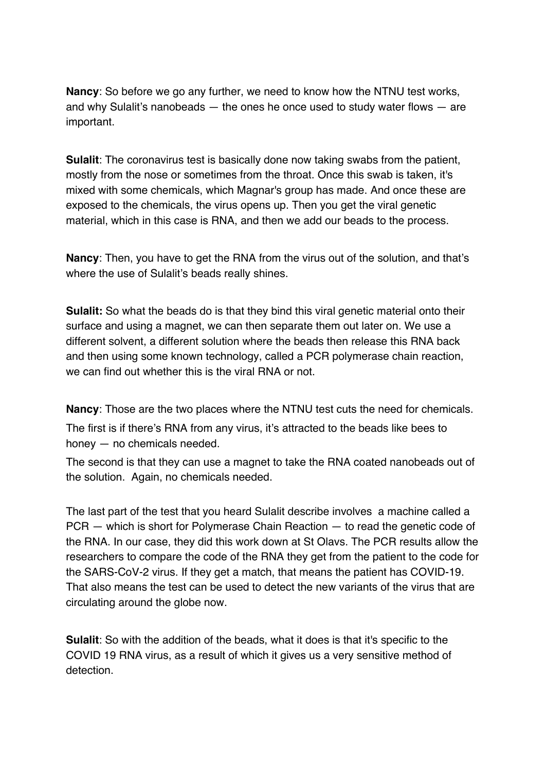**Nancy**: So before we go any further, we need to know how the NTNU test works, and why Sulalit's nanobeads — the ones he once used to study water flows — are important.

**Sulalit**: The coronavirus test is basically done now taking swabs from the patient, mostly from the nose or sometimes from the throat. Once this swab is taken, it's mixed with some chemicals, which Magnar's group has made. And once these are exposed to the chemicals, the virus opens up. Then you get the viral genetic material, which in this case is RNA, and then we add our beads to the process.

**Nancy**: Then, you have to get the RNA from the virus out of the solution, and that's where the use of Sulalit's beads really shines.

**Sulalit:** So what the beads do is that they bind this viral genetic material onto their surface and using a magnet, we can then separate them out later on. We use a different solvent, a different solution where the beads then release this RNA back and then using some known technology, called a PCR polymerase chain reaction, we can find out whether this is the viral RNA or not.

**Nancy**: Those are the two places where the NTNU test cuts the need for chemicals.

The first is if there's RNA from any virus, it's attracted to the beads like bees to honey — no chemicals needed.

The second is that they can use a magnet to take the RNA coated nanobeads out of the solution. Again, no chemicals needed.

The last part of the test that you heard Sulalit describe involves a machine called a PCR — which is short for Polymerase Chain Reaction — to read the genetic code of the RNA. In our case, they did this work down at St Olavs. The PCR results allow the researchers to compare the code of the RNA they get from the patient to the code for the SARS-CoV-2 virus. If they get a match, that means the patient has COVID-19. That also means the test can be used to detect the new variants of the virus that are circulating around the globe now.

**Sulalit**: So with the addition of the beads, what it does is that it's specific to the COVID 19 RNA virus, as a result of which it gives us a very sensitive method of detection.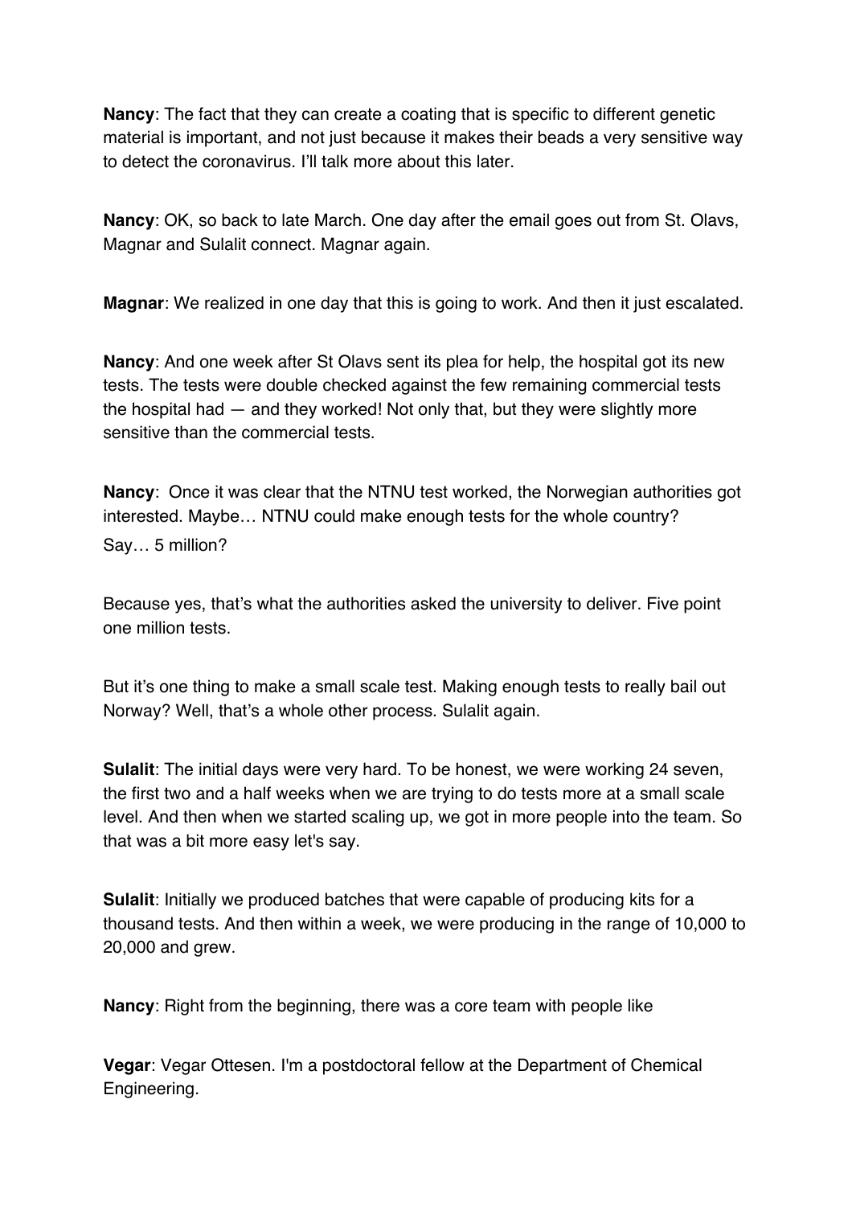**Nancy**: The fact that they can create a coating that is specific to different genetic material is important, and not just because it makes their beads a very sensitive way to detect the coronavirus. I'll talk more about this later.

**Nancy**: OK, so back to late March. One day after the email goes out from St. Olavs, Magnar and Sulalit connect. Magnar again.

**Magnar**: We realized in one day that this is going to work. And then it just escalated.

**Nancy**: And one week after St Olavs sent its plea for help, the hospital got its new tests. The tests were double checked against the few remaining commercial tests the hospital had — and they worked! Not only that, but they were slightly more sensitive than the commercial tests.

**Nancy**: Once it was clear that the NTNU test worked, the Norwegian authorities got interested. Maybe… NTNU could make enough tests for the whole country? Say… 5 million?

Because yes, that's what the authorities asked the university to deliver. Five point one million tests.

But it's one thing to make a small scale test. Making enough tests to really bail out Norway? Well, that's a whole other process. Sulalit again.

**Sulalit**: The initial days were very hard. To be honest, we were working 24 seven, the first two and a half weeks when we are trying to do tests more at a small scale level. And then when we started scaling up, we got in more people into the team. So that was a bit more easy let's say.

**Sulalit**: Initially we produced batches that were capable of producing kits for a thousand tests. And then within a week, we were producing in the range of 10,000 to 20,000 and grew.

**Nancy**: Right from the beginning, there was a core team with people like

**Vegar**: Vegar Ottesen. I'm a postdoctoral fellow at the Department of Chemical Engineering.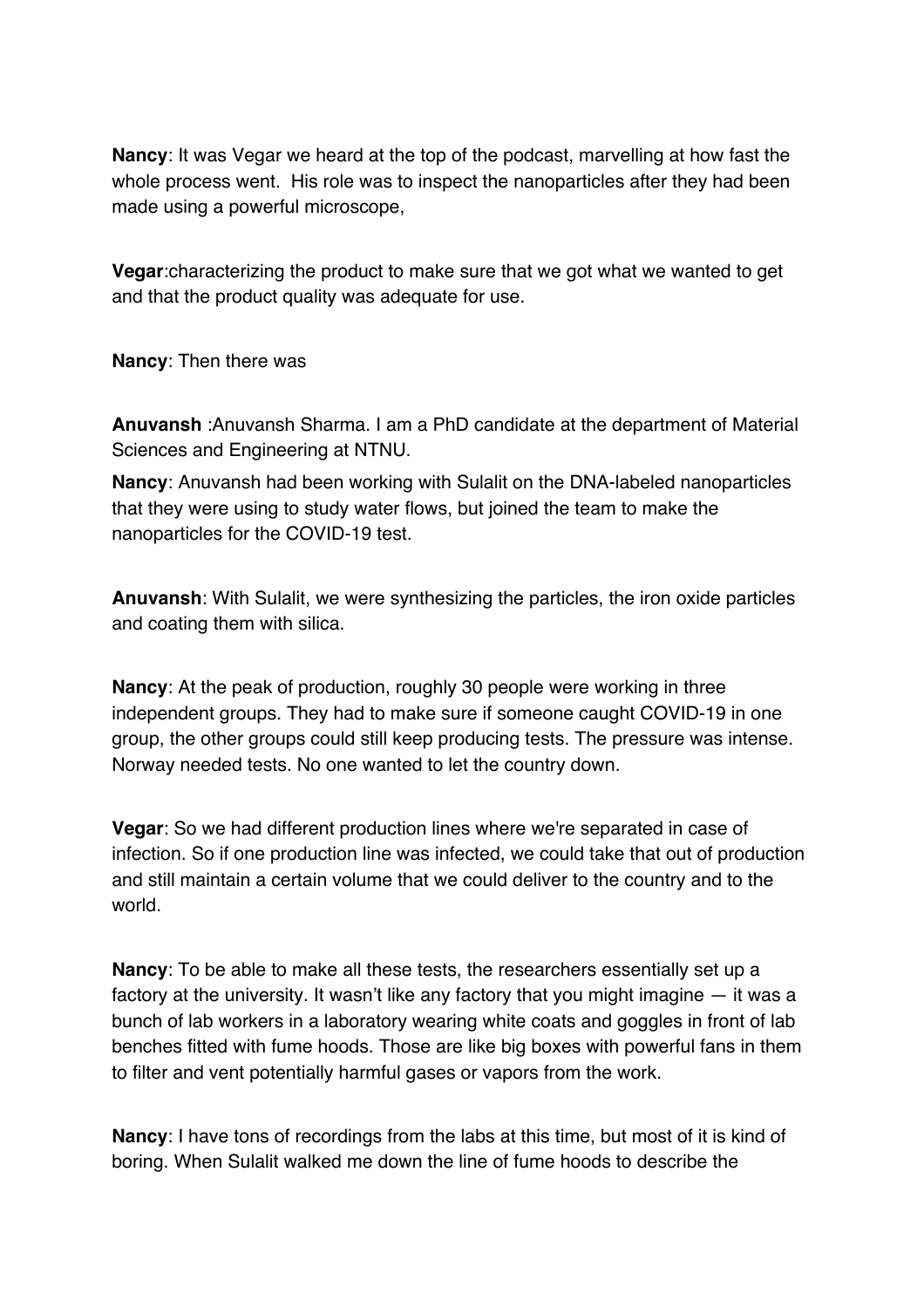**Nancy**: It was Vegar we heard at the top of the podcast, marvelling at how fast the whole process went.  His role was to inspect the nanoparticles after they had been made using a powerful microscope,

**Vegar**:characterizing the product to make sure that we got what we wanted to get and that the product quality was adequate for use.

**Nancy**: Then there was

**Anuvansh** :Anuvansh Sharma. I am a PhD candidate at the department of Material Sciences and Engineering at NTNU.

**Nancy**: Anuvansh had been working with Sulalit on the DNA-labeled nanoparticles that they were using to study water flows, but joined the team to make the nanoparticles for the COVID-19 test.

**Anuvansh**: With Sulalit, we were synthesizing the particles, the iron oxide particles and coating them with silica.

**Nancy**: At the peak of production, roughly 30 people were working in three independent groups. They had to make sure if someone caught COVID-19 in one group, the other groups could still keep producing tests. The pressure was intense. Norway needed tests. No one wanted to let the country down.

**Vegar**: So we had different production lines where we're separated in case of infection. So if one production line was infected, we could take that out of production and still maintain a certain volume that we could deliver to the country and to the world.

**Nancy**: To be able to make all these tests, the researchers essentially set up a factory at the university. It wasn't like any factory that you might imagine — it was a bunch of lab workers in a laboratory wearing white coats and goggles in front of lab benches fitted with fume hoods. Those are like big boxes with powerful fans in them to filter and vent potentially harmful gases or vapors from the work.

**Nancy**: I have tons of recordings from the labs at this time, but most of it is kind of boring. When Sulalit walked me down the line of fume hoods to describe the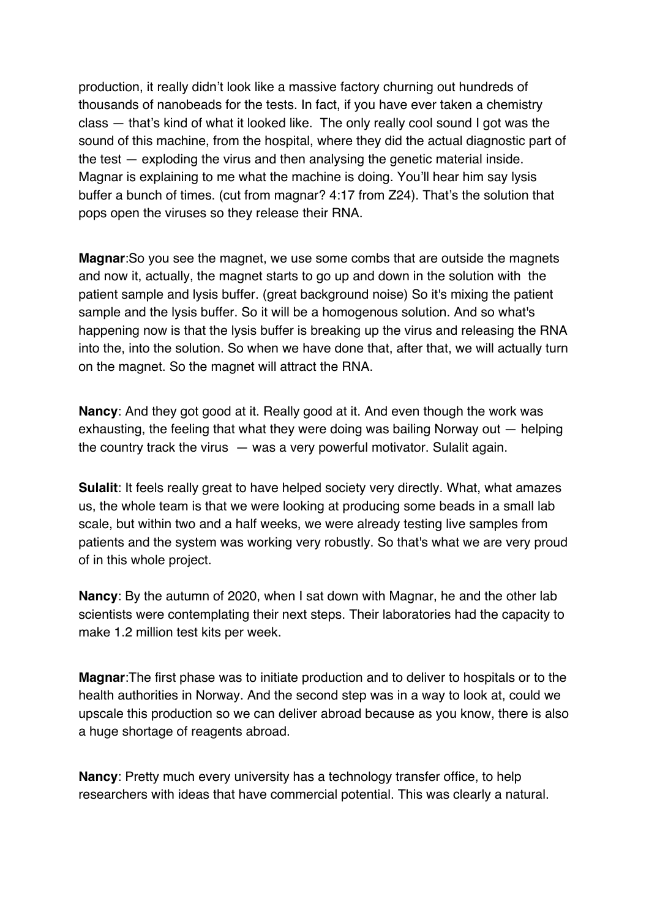production, it really didn't look like a massive factory churning out hundreds of thousands of nanobeads for the tests. In fact, if you have ever taken a chemistry class — that's kind of what it looked like. The only really cool sound I got was the sound of this machine, from the hospital, where they did the actual diagnostic part of the test — exploding the virus and then analysing the genetic material inside. Magnar is explaining to me what the machine is doing. You'll hear him say lysis buffer a bunch of times. (cut from magnar? 4:17 from Z24). That's the solution that pops open the viruses so they release their RNA.

**Magnar**:So you see the magnet, we use some combs that are outside the magnets and now it, actually, the magnet starts to go up and down in the solution with the patient sample and lysis buffer. (great background noise) So it's mixing the patient sample and the lysis buffer. So it will be a homogenous solution. And so what's happening now is that the lysis buffer is breaking up the virus and releasing the RNA into the, into the solution. So when we have done that, after that, we will actually turn on the magnet. So the magnet will attract the RNA.

**Nancy**: And they got good at it. Really good at it. And even though the work was exhausting, the feeling that what they were doing was bailing Norway out — helping the country track the virus — was a very powerful motivator. Sulalit again.

**Sulalit**: It feels really great to have helped society very directly. What, what amazes us, the whole team is that we were looking at producing some beads in a small lab scale, but within two and a half weeks, we were already testing live samples from patients and the system was working very robustly. So that's what we are very proud of in this whole project.

**Nancy**: By the autumn of 2020, when I sat down with Magnar, he and the other lab scientists were contemplating their next steps. Their laboratories had the capacity to make 1.2 million test kits per week.

**Magnar**:The first phase was to initiate production and to deliver to hospitals or to the health authorities in Norway. And the second step was in a way to look at, could we upscale this production so we can deliver abroad because as you know, there is also a huge shortage of reagents abroad.

**Nancy**: Pretty much every university has a technology transfer office, to help researchers with ideas that have commercial potential. This was clearly a natural.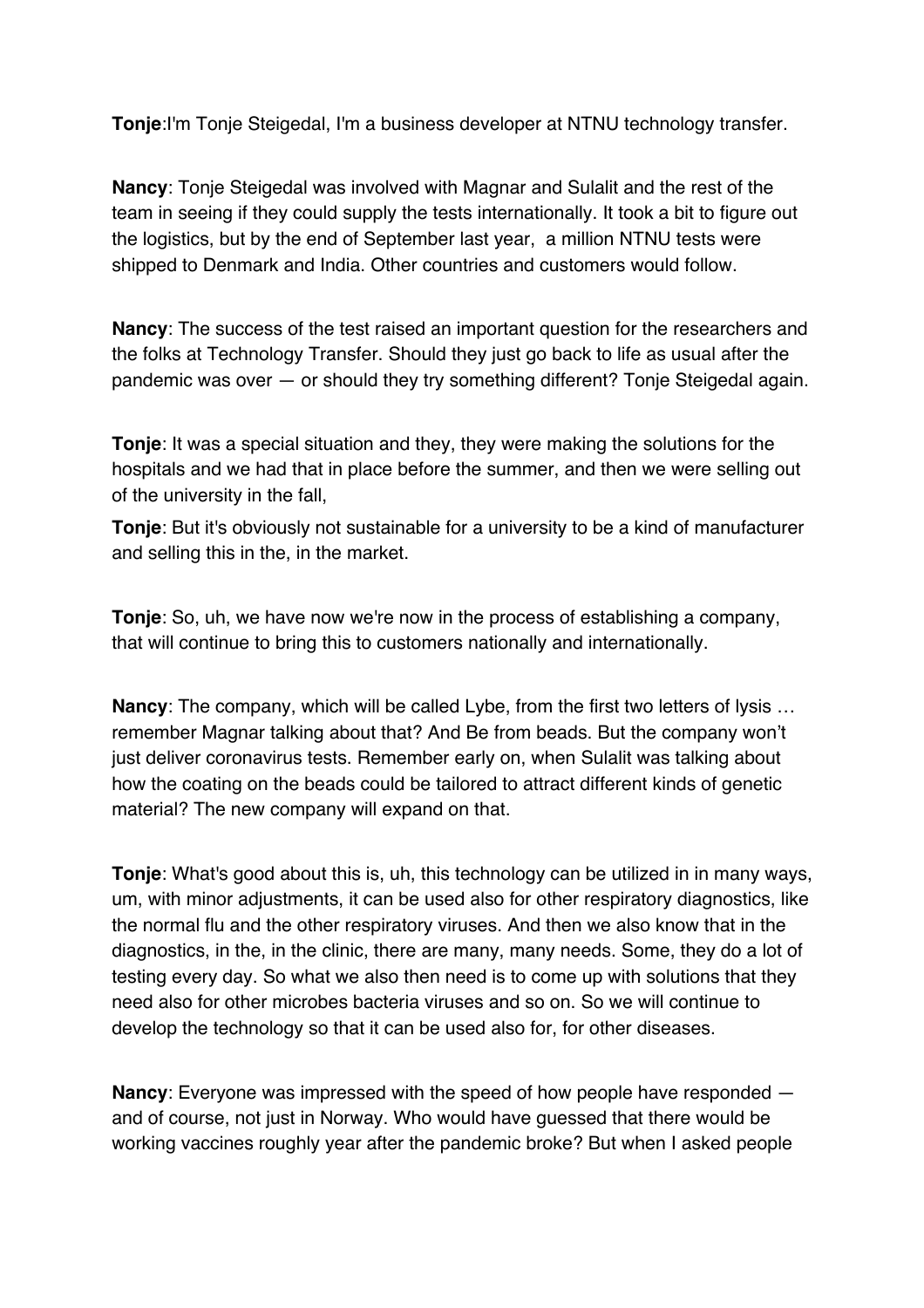**Tonje**:I'm Tonje Steigedal, I'm a business developer at NTNU technology transfer.

**Nancy**: Tonje Steigedal was involved with Magnar and Sulalit and the rest of the team in seeing if they could supply the tests internationally. It took a bit to figure out the logistics, but by the end of September last year, a million NTNU tests were shipped to Denmark and India. Other countries and customers would follow.

**Nancy**: The success of the test raised an important question for the researchers and the folks at Technology Transfer. Should they just go back to life as usual after the pandemic was over — or should they try something different? Tonje Steigedal again.

**Tonje**: It was a special situation and they, they were making the solutions for the hospitals and we had that in place before the summer, and then we were selling out of the university in the fall,

**Tonje**: But it's obviously not sustainable for a university to be a kind of manufacturer and selling this in the, in the market.

**Tonje**: So, uh, we have now we're now in the process of establishing a company, that will continue to bring this to customers nationally and internationally.

**Nancy**: The company, which will be called Lybe, from the first two letters of lysis … remember Magnar talking about that? And Be from beads. But the company won't just deliver coronavirus tests. Remember early on, when Sulalit was talking about how the coating on the beads could be tailored to attract different kinds of genetic material? The new company will expand on that.

**Tonje**: What's good about this is, uh, this technology can be utilized in in many ways, um, with minor adjustments, it can be used also for other respiratory diagnostics, like the normal flu and the other respiratory viruses. And then we also know that in the diagnostics, in the, in the clinic, there are many, many needs. Some, they do a lot of testing every day. So what we also then need is to come up with solutions that they need also for other microbes bacteria viruses and so on. So we will continue to develop the technology so that it can be used also for, for other diseases.

**Nancy**: Everyone was impressed with the speed of how people have responded — and of course, not just in Norway. Who would have guessed that there would be working vaccines roughly year after the pandemic broke? But when I asked people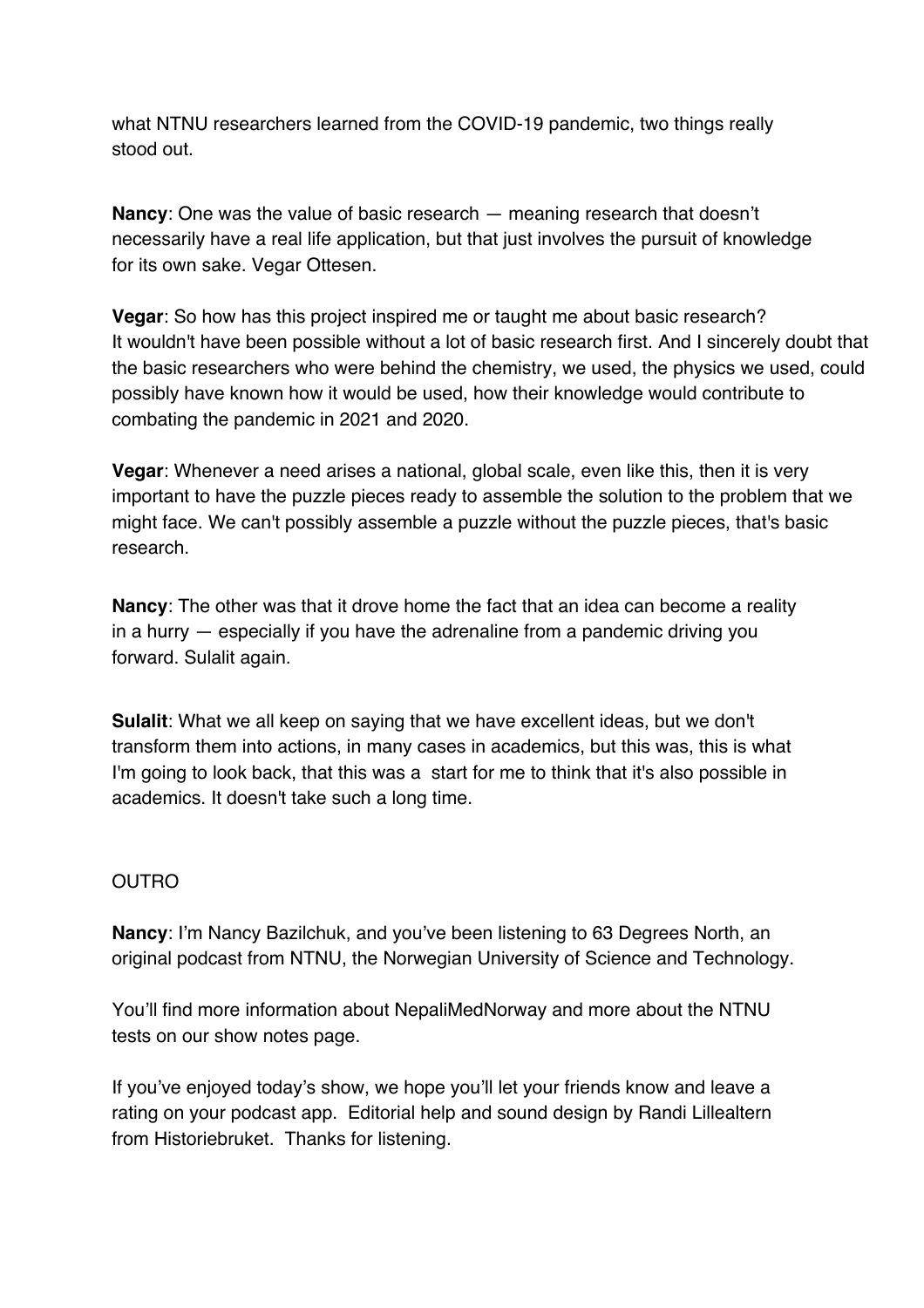what NTNU researchers learned from the COVID-19 pandemic, two things really stood out.

**Nancy**: One was the value of basic research — meaning research that doesn't necessarily have a real life application, but that just involves the pursuit of knowledge for its own sake. Vegar Ottesen.

**Vegar**: So how has this project inspired me or taught me about basic research? It wouldn't have been possible without a lot of basic research first. And I sincerely doubt that the basic researchers who were behind the chemistry, we used, the physics we used, could possibly have known how it would be used, how their knowledge would contribute to combating the pandemic in 2021 and 2020.

**Vegar**: Whenever a need arises a national, global scale, even like this, then it is very important to have the puzzle pieces ready to assemble the solution to the problem that we might face. We can't possibly assemble a puzzle without the puzzle pieces, that's basic research.

**Nancy**: The other was that it drove home the fact that an idea can become a reality in a hurry — especially if you have the adrenaline from a pandemic driving you forward. Sulalit again.

**Sulalit**: What we all keep on saying that we have excellent ideas, but we don't transform them into actions, in many cases in academics, but this was, this is what I'm going to look back, that this was a start for me to think that it's also possible in academics. It doesn't take such a long time.

OUTRO

**Nancy**: I'm Nancy Bazilchuk, and you've been listening to 63 Degrees North, an original podcast from NTNU, the Norwegian University of Science and Technology.

You'll find more information about NepaliMedNorway and more about the NTNU tests on our show notes page.

If you've enjoyed today's show, we hope you'll let your friends know and leave a rating on your podcast app. Editorial help and sound design by Randi Lillealtern from Historiebruket. Thanks for listening.